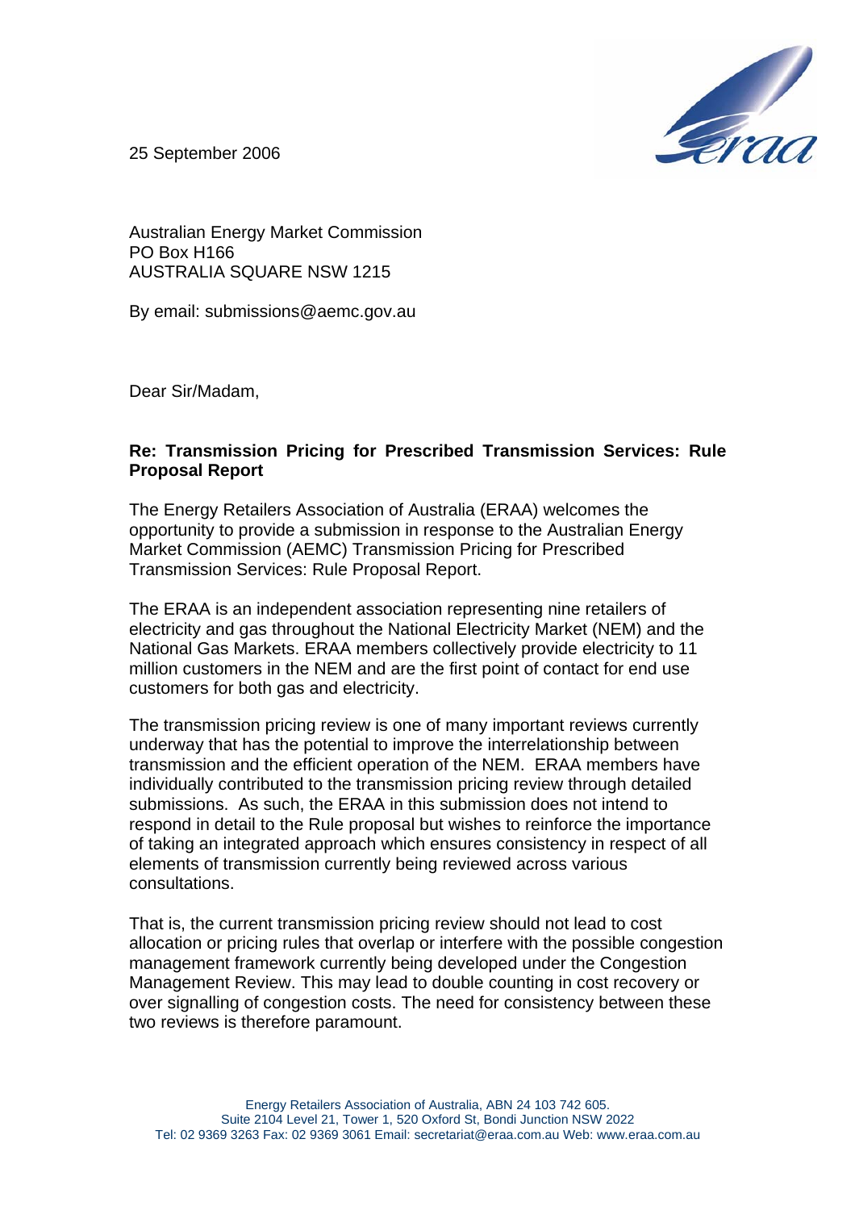25 September 2006

Australian Energy Market Commission
PO Box H166
AUSTRALIA SQUARE NSW 1215

By email: submissions@aemc.gov.au

Dear Sir/Madam,

**Re: Transmission Pricing for Prescribed Transmission Services: Rule Proposal Report**

The Energy Retailers Association of Australia (ERAA) welcomes the opportunity to provide a submission in response to the Australian Energy Market Commission (AEMC) Transmission Pricing for Prescribed Transmission Services: Rule Proposal Report.

The ERAA is an independent association representing nine retailers of electricity and gas throughout the National Electricity Market (NEM) and the National Gas Markets. ERAA members collectively provide electricity to 11 million customers in the NEM and are the first point of contact for end use customers for both gas and electricity.

The transmission pricing review is one of many important reviews currently underway that has the potential to improve the interrelationship between transmission and the efficient operation of the NEM. ERAA members have individually contributed to the transmission pricing review through detailed submissions. As such, the ERAA in this submission does not intend to respond in detail to the Rule proposal but wishes to reinforce the importance of taking an integrated approach which ensures consistency in respect of all elements of transmission currently being reviewed across various consultations.

That is, the current transmission pricing review should not lead to cost allocation or pricing rules that overlap or interfere with the possible congestion management framework currently being developed under the Congestion Management Review. This may lead to double counting in cost recovery or over signalling of congestion costs. The need for consistency between these two reviews is therefore paramount.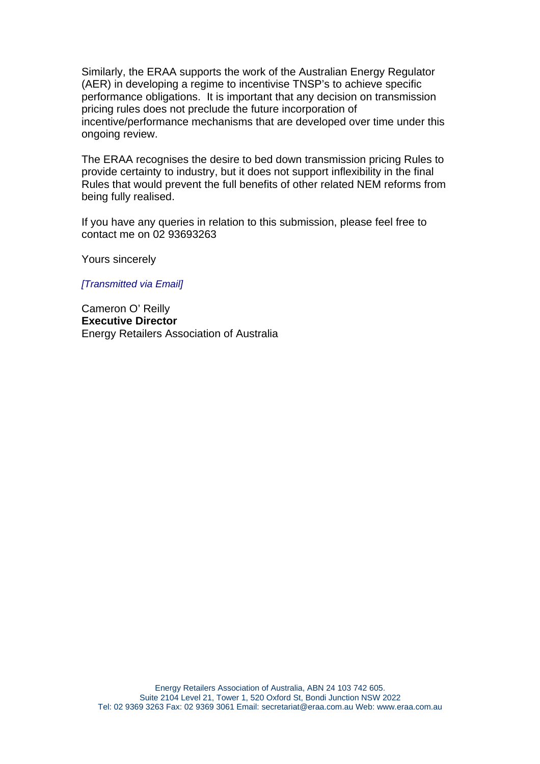Similarly, the ERAA supports the work of the Australian Energy Regulator (AER) in developing a regime to incentivise TNSP's to achieve specific performance obligations. It is important that any decision on transmission pricing rules does not preclude the future incorporation of incentive/performance mechanisms that are developed over time under this ongoing review.

The ERAA recognises the desire to bed down transmission pricing Rules to provide certainty to industry, but it does not support inflexibility in the final Rules that would prevent the full benefits of other related NEM reforms from being fully realised.

If you have any queries in relation to this submission, please feel free to contact me on 02 93693263

Yours sincerely

*[Transmitted via Email]*

Cameron O' Reilly
**Executive Director**
Energy Retailers Association of Australia

Energy Retailers Association of Australia, ABN 24 103 742 605.
Suite 2104 Level 21, Tower 1, 520 Oxford St, Bondi Junction NSW 2022
Tel: 02 9369 3263 Fax: 02 9369 3061 Email: secretariat@eraa.com.au Web: www.eraa.com.au